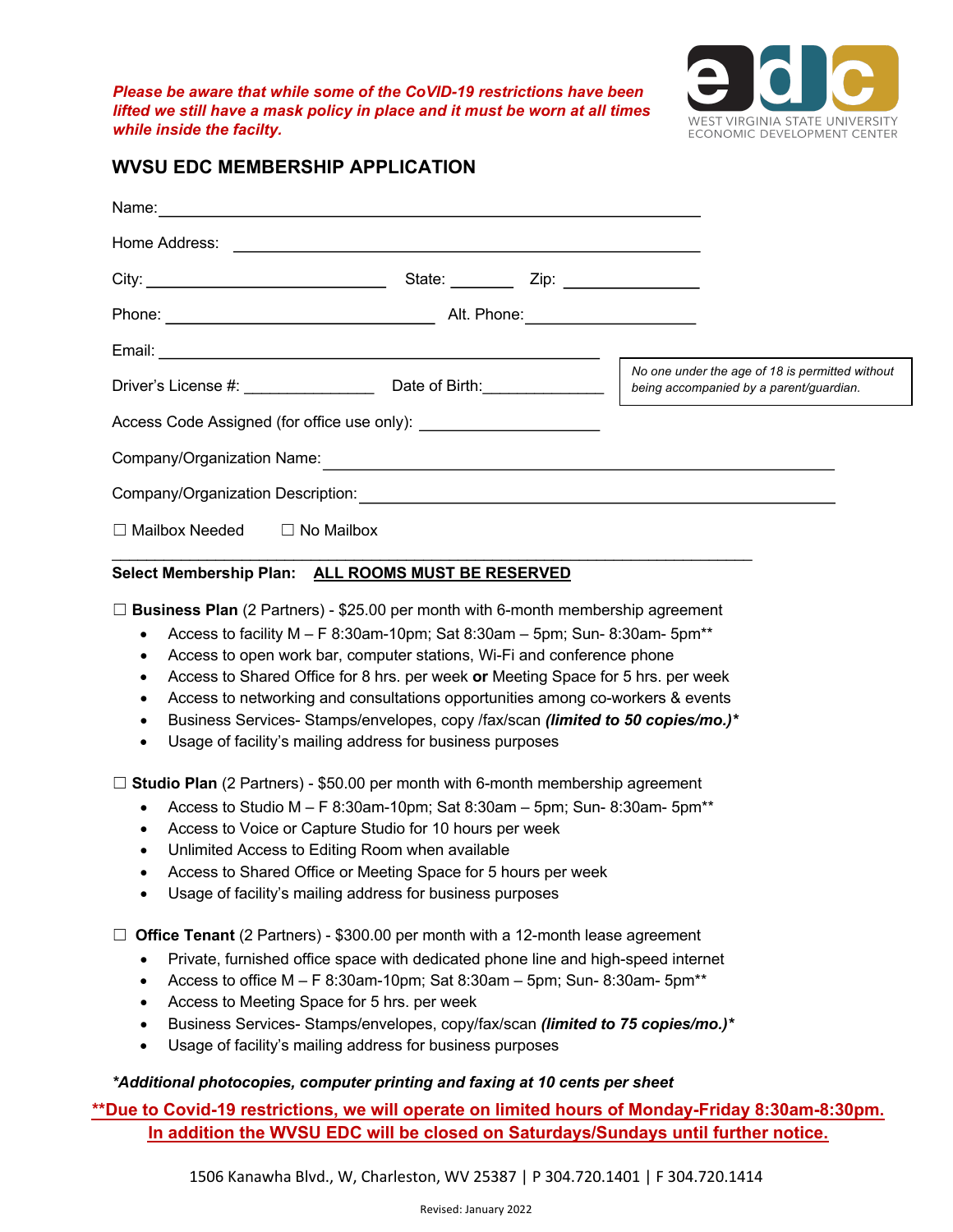***Please be aware that while some of the CoVID-19 restrictions have been lifted we still have a mask policy in place and it must be worn at all times while inside the facilty.***

edc
WEST VIRGINIA STATE UNIVERSITY
ECONOMIC DEVELOPMENT CENTER

## WVSU EDC MEMBERSHIP APPLICATION

Name: ____________________________________________________________

Home Address: _____________________________________________________

City: ___________________________ State: _______ Zip: _______________

Phone: _____________________________ Alt. Phone: ___________________

Email: _________________________________________________

Driver's License #: _______________ Date of Birth: ______________

*No one under the age of 18 is permitted without being accompanied by a parent/guardian.*

Access Code Assigned (for office use only): ____________________

Company/Organization Name: ___________________________________________

Company/Organization Description: _____________________________________

☐ Mailbox Needed ☐ No Mailbox

**Select Membership Plan:** **ALL ROOMS MUST BE RESERVED**

☐ **Business Plan** (2 Partners) - $25.00 per month with 6-month membership agreement

- Access to facility M – F 8:30am-10pm; Sat 8:30am – 5pm; Sun- 8:30am- 5pm**
- Access to open work bar, computer stations, Wi-Fi and conference phone
- Access to Shared Office for 8 hrs. per week **or** Meeting Space for 5 hrs. per week
- Access to networking and consultations opportunities among co-workers & events
- Business Services- Stamps/envelopes, copy /fax/scan ***(limited to 50 copies/mo.)****
- Usage of facility's mailing address for business purposes

☐ **Studio Plan** (2 Partners) - $50.00 per month with 6-month membership agreement

- Access to Studio M – F 8:30am-10pm; Sat 8:30am – 5pm; Sun- 8:30am- 5pm**
- Access to Voice or Capture Studio for 10 hours per week
- Unlimited Access to Editing Room when available
- Access to Shared Office or Meeting Space for 5 hours per week
- Usage of facility's mailing address for business purposes

☐ **Office Tenant** (2 Partners) - $300.00 per month with a 12-month lease agreement

- Private, furnished office space with dedicated phone line and high-speed internet
- Access to office M – F 8:30am-10pm; Sat 8:30am – 5pm; Sun- 8:30am- 5pm**
- Access to Meeting Space for 5 hrs. per week
- Business Services- Stamps/envelopes, copy/fax/scan ***(limited to 75 copies/mo.)****
- Usage of facility's mailing address for business purposes

****Additional photocopies, computer printing and faxing at 10 cents per sheet***

**\*\*Due to Covid-19 restrictions, we will operate on limited hours of Monday-Friday 8:30am-8:30pm. In addition the WVSU EDC will be closed on Saturdays/Sundays until further notice.**

1506 Kanawha Blvd., W, Charleston, WV 25387 | P 304.720.1401 | F 304.720.1414

Revised: January 2022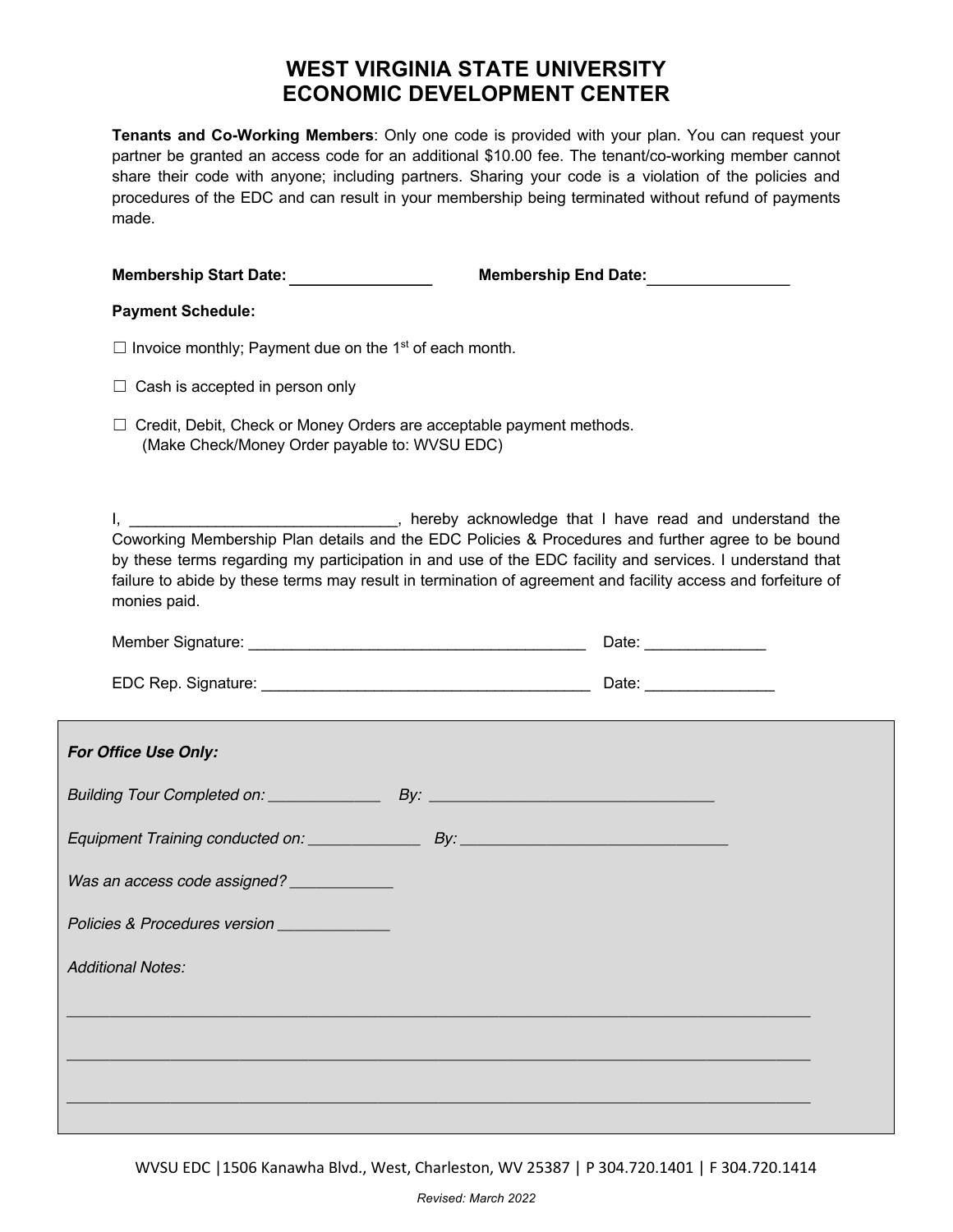# WEST VIRGINIA STATE UNIVERSITY
# ECONOMIC DEVELOPMENT CENTER

**Tenants and Co-Working Members**: Only one code is provided with your plan. You can request your partner be granted an access code for an additional $10.00 fee. The tenant/co-working member cannot share their code with anyone; including partners. Sharing your code is a violation of the policies and procedures of the EDC and can result in your membership being terminated without refund of payments made.

**Membership Start Date:** ________________ **Membership End Date:** ________________

**Payment Schedule:**

☐ Invoice monthly; Payment due on the 1st of each month.

☐ Cash is accepted in person only

☐ Credit, Debit, Check or Money Orders are acceptable payment methods.
(Make Check/Money Order payable to: WVSU EDC)

I, ______________________________, hereby acknowledge that I have read and understand the Coworking Membership Plan details and the EDC Policies & Procedures and further agree to be bound by these terms regarding my participation in and use of the EDC facility and services. I understand that failure to abide by these terms may result in termination of agreement and facility access and forfeiture of monies paid.

Member Signature: _______________________________________ Date: ______________

EDC Rep. Signature: _______________________________________ Date: _______________

***For Office Use Only:***

*Building Tour Completed on:* _____________ *By:* _________________________________

*Equipment Training conducted on:* _____________ *By:* _______________________________

*Was an access code assigned?* ____________

*Policies & Procedures version* _____________

*Additional Notes:*

_______________________________________________________________________________________

_______________________________________________________________________________________

_______________________________________________________________________________________

WVSU EDC |1506 Kanawha Blvd., West, Charleston, WV 25387 | P 304.720.1401 | F 304.720.1414

*Revised: March 2022*